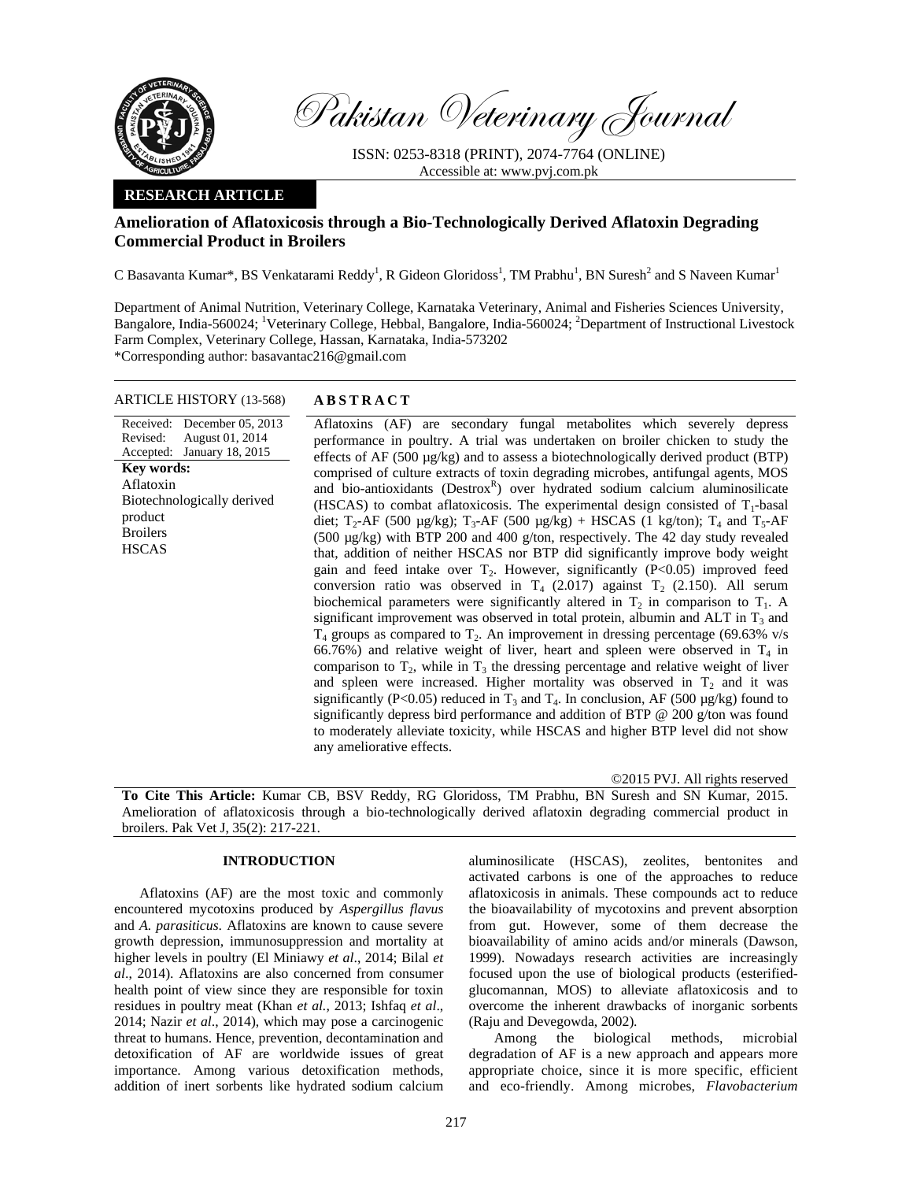Pakistan Veterinary Journal

ISSN: 0253-8318 (PRINT), 2074-7764 (ONLINE)
Accessible at: www.pvj.com.pk

**RESEARCH ARTICLE**

# Amelioration of Aflatoxicosis through a Bio-Technologically Derived Aflatoxin Degrading Commercial Product in Broilers

C Basavanta Kumar*, BS Venkatarami Reddy[1], R Gideon Gloridoss[1], TM Prabhu[1], BN Suresh[2] and S Naveen Kumar[1]

Department of Animal Nutrition, Veterinary College, Karnataka Veterinary, Animal and Fisheries Sciences University, Bangalore, India-560024; [1]Veterinary College, Hebbal, Bangalore, India-560024; [2]Department of Instructional Livestock Farm Complex, Veterinary College, Hassan, Karnataka, India-573202
*Corresponding author: basavantac216@gmail.com

**ARTICLE HISTORY** (13-568)

Received: December 05, 2013
Revised: August 01, 2014
Accepted: January 18, 2015

**Key words:**
Aflatoxin
Biotechnologically derived product
Broilers
HSCAS

## ABSTRACT

Aflatoxins (AF) are secondary fungal metabolites which severely depress performance in poultry. A trial was undertaken on broiler chicken to study the effects of AF (500 µg/kg) and to assess a biotechnologically derived product (BTP) comprised of culture extracts of toxin degrading microbes, antifungal agents, MOS and bio-antioxidants (Destrox[R]) over hydrated sodium calcium aluminosilicate (HSCAS) to combat aflatoxicosis. The experimental design consisted of $T_1$-basal diet; $T_2$-AF (500 µg/kg); $T_3$-AF (500 µg/kg) + HSCAS (1 kg/ton); $T_4$ and $T_5$-AF (500 µg/kg) with BTP 200 and 400 g/ton, respectively. The 42 day study revealed that, addition of neither HSCAS nor BTP did significantly improve body weight gain and feed intake over $T_2$. However, significantly ($P<0.05$) improved feed conversion ratio was observed in $T_4$ (2.017) against $T_2$ (2.150). All serum biochemical parameters were significantly altered in $T_2$ in comparison to $T_1$. A significant improvement was observed in total protein, albumin and ALT in $T_3$ and $T_4$ groups as compared to $T_2$. An improvement in dressing percentage (69.63% v/s 66.76%) and relative weight of liver, heart and spleen were observed in $T_4$ in comparison to $T_2$, while in $T_3$ the dressing percentage and relative weight of liver and spleen were increased. Higher mortality was observed in $T_2$ and it was significantly ($P<0.05$) reduced in $T_3$ and $T_4$. In conclusion, AF (500 µg/kg) found to significantly depress bird performance and addition of BTP @ 200 g/ton was found to moderately alleviate toxicity, while HSCAS and higher BTP level did not show any ameliorative effects.

©2015 PVJ. All rights reserved

**To Cite This Article:** Kumar CB, BSV Reddy, RG Gloridoss, TM Prabhu, BN Suresh and SN Kumar, 2015. Amelioration of aflatoxicosis through a bio-technologically derived aflatoxin degrading commercial product in broilers. Pak Vet J, 35(2): 217-221.

## INTRODUCTION

Aflatoxins (AF) are the most toxic and commonly encountered mycotoxins produced by *Aspergillus flavus* and *A. parasiticus*. Aflatoxins are known to cause severe growth depression, immunosuppression and mortality at higher levels in poultry (El Miniawy *et al*., 2014; Bilal *et al*., 2014). Aflatoxins are also concerned from consumer health point of view since they are responsible for toxin residues in poultry meat (Khan *et al.,* 2013; Ishfaq *et al*., 2014; Nazir *et al*., 2014), which may pose a carcinogenic threat to humans. Hence, prevention, decontamination and detoxification of AF are worldwide issues of great importance. Among various detoxification methods, addition of inert sorbents like hydrated sodium calcium aluminosilicate (HSCAS), zeolites, bentonites and activated carbons is one of the approaches to reduce aflatoxicosis in animals. These compounds act to reduce the bioavailability of mycotoxins and prevent absorption from gut. However, some of them decrease the bioavailability of amino acids and/or minerals (Dawson, 1999). Nowadays research activities are increasingly focused upon the use of biological products (esterified-glucomannan, MOS) to alleviate aflatoxicosis and to overcome the inherent drawbacks of inorganic sorbents (Raju and Devegowda, 2002).

Among the biological methods, microbial degradation of AF is a new approach and appears more appropriate choice, since it is more specific, efficient and eco-friendly. Among microbes, *Flavobacterium*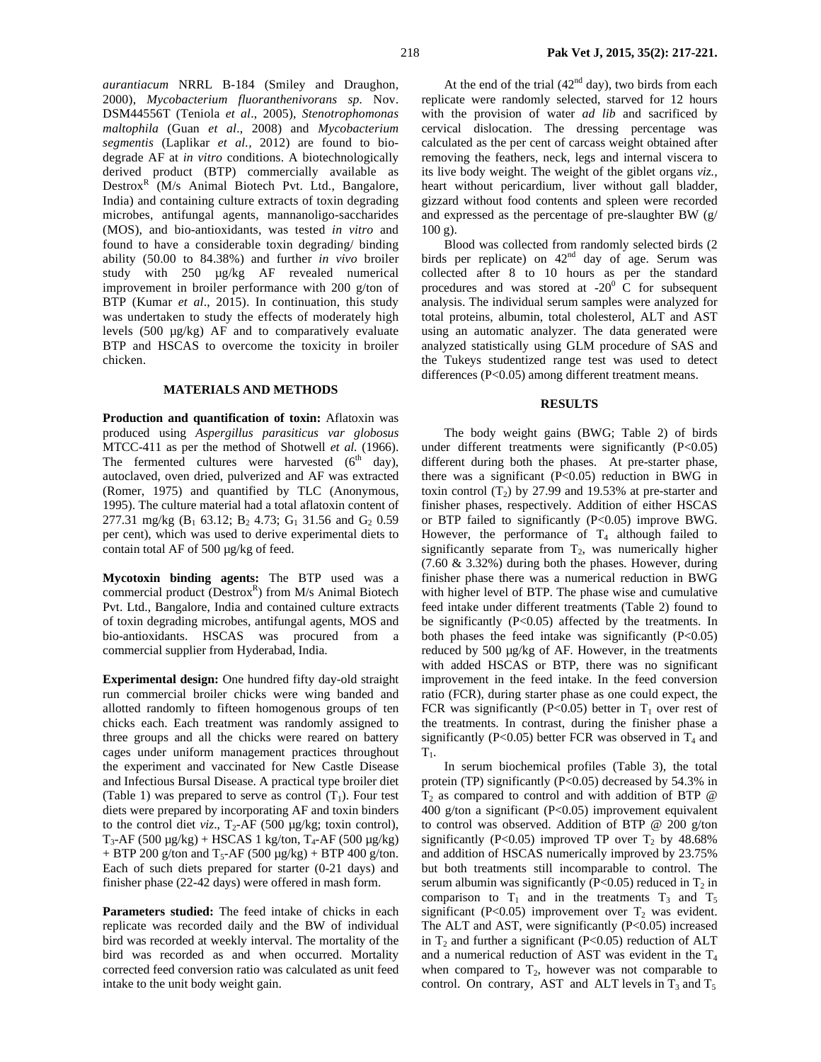*aurantiacum* NRRL B-184 (Smiley and Draughon, 2000), *Mycobacterium fluoranthenivorans sp.* Nov. DSM44556T (Teniola *et al*., 2005), *Stenotrophomonas maltophila* (Guan *et al*., 2008) and *Mycobacterium segmentis* (Laplikar *et al.*, 2012) are found to bio-degrade AF at *in vitro* conditions. A biotechnologically derived product (BTP) commercially available as Destrox[R] (M/s Animal Biotech Pvt. Ltd., Bangalore, India) and containing culture extracts of toxin degrading microbes, antifungal agents, mannanoligo-saccharides (MOS), and bio-antioxidants, was tested *in vitro* and found to have a considerable toxin degrading/ binding ability (50.00 to 84.38%) and further *in vivo* broiler study with 250 µg/kg AF revealed numerical improvement in broiler performance with 200 g/ton of BTP (Kumar *et al*., 2015). In continuation, this study was undertaken to study the effects of moderately high levels (500 µg/kg) AF and to comparatively evaluate BTP and HSCAS to overcome the toxicity in broiler chicken.

## MATERIALS AND METHODS

**Production and quantification of toxin:** Aflatoxin was produced using *Aspergillus parasiticus var globosus* MTCC-411 as per the method of Shotwell *et al.* (1966). The fermented cultures were harvested ($6^{th}$ day), autoclaved, oven dried, pulverized and AF was extracted (Romer, 1975) and quantified by TLC (Anonymous, 1995). The culture material had a total aflatoxin content of 277.31 mg/kg ($B_1$ 63.12; $B_2$ 4.73; $G_1$ 31.56 and $G_2$ 0.59 per cent), which was used to derive experimental diets to contain total AF of 500 µg/kg of feed.

**Mycotoxin binding agents:** The BTP used was a commercial product (Destrox[R]) from M/s Animal Biotech Pvt. Ltd., Bangalore, India and contained culture extracts of toxin degrading microbes, antifungal agents, MOS and bio-antioxidants. HSCAS was procured from a commercial supplier from Hyderabad, India.

**Experimental design:** One hundred fifty day-old straight run commercial broiler chicks were wing banded and allotted randomly to fifteen homogenous groups of ten chicks each. Each treatment was randomly assigned to three groups and all the chicks were reared on battery cages under uniform management practices throughout the experiment and vaccinated for New Castle Disease and Infectious Bursal Disease. A practical type broiler diet (Table 1) was prepared to serve as control ($T_1$). Four test diets were prepared by incorporating AF and toxin binders to the control diet *viz*., $T_2$-AF (500 µg/kg; toxin control), $T_3$-AF (500 µg/kg) + HSCAS 1 kg/ton, $T_4$-AF (500 µg/kg) + BTP 200 g/ton and $T_5$-AF (500 µg/kg) + BTP 400 g/ton. Each of such diets prepared for starter (0-21 days) and finisher phase (22-42 days) were offered in mash form.

**Parameters studied:** The feed intake of chicks in each replicate was recorded daily and the BW of individual bird was recorded at weekly interval. The mortality of the bird was recorded as and when occurred. Mortality corrected feed conversion ratio was calculated as unit feed intake to the unit body weight gain.

At the end of the trial ($42^{nd}$ day), two birds from each replicate were randomly selected, starved for 12 hours with the provision of water *ad lib* and sacrificed by cervical dislocation. The dressing percentage was calculated as the per cent of carcass weight obtained after removing the feathers, neck, legs and internal viscera to its live body weight. The weight of the giblet organs *viz.*, heart without pericardium, liver without gall bladder, gizzard without food contents and spleen were recorded and expressed as the percentage of pre-slaughter BW (g/ 100 g).

Blood was collected from randomly selected birds (2 birds per replicate) on $42^{nd}$ day of age. Serum was collected after 8 to 10 hours as per the standard procedures and was stored at $-20^0$ C for subsequent analysis. The individual serum samples were analyzed for total proteins, albumin, total cholesterol, ALT and AST using an automatic analyzer. The data generated were analyzed statistically using GLM procedure of SAS and the Tukeys studentized range test was used to detect differences ($P<0.05$) among different treatment means.

## RESULTS

The body weight gains (BWG; Table 2) of birds under different treatments were significantly ($P<0.05$) different during both the phases. At pre-starter phase, there was a significant ($P<0.05$) reduction in BWG in toxin control ($T_2$) by 27.99 and 19.53% at pre-starter and finisher phases, respectively. Addition of either HSCAS or BTP failed to significantly ($P<0.05$) improve BWG. However, the performance of $T_4$ although failed to significantly separate from $T_2$, was numerically higher (7.60 & 3.32%) during both the phases. However, during finisher phase there was a numerical reduction in BWG with higher level of BTP. The phase wise and cumulative feed intake under different treatments (Table 2) found to be significantly ($P<0.05$) affected by the treatments. In both phases the feed intake was significantly ($P<0.05$) reduced by 500 µg/kg of AF. However, in the treatments with added HSCAS or BTP, there was no significant improvement in the feed intake. In the feed conversion ratio (FCR), during starter phase as one could expect, the FCR was significantly ($P<0.05$) better in $T_1$ over rest of the treatments. In contrast, during the finisher phase a significantly ($P<0.05$) better FCR was observed in $T_4$ and $T_1$.

In serum biochemical profiles (Table 3), the total protein (TP) significantly ($P<0.05$) decreased by 54.3% in $T_2$ as compared to control and with addition of BTP @ 400 g/ton a significant ($P<0.05$) improvement equivalent to control was observed. Addition of BTP @ 200 g/ton significantly ($P<0.05$) improved TP over $T_2$ by 48.68% and addition of HSCAS numerically improved by 23.75% but both treatments still incomparable to control. The serum albumin was significantly ($P<0.05$) reduced in $T_2$ in comparison to $T_1$ and in the treatments $T_3$ and $T_5$ significant ($P<0.05$) improvement over $T_2$ was evident. The ALT and AST, were significantly ($P<0.05$) increased in $T_2$ and further a significant ($P<0.05$) reduction of ALT and a numerical reduction of AST was evident in the $T_4$ when compared to $T_2$, however was not comparable to control. On contrary, AST and ALT levels in $T_3$ and $T_5$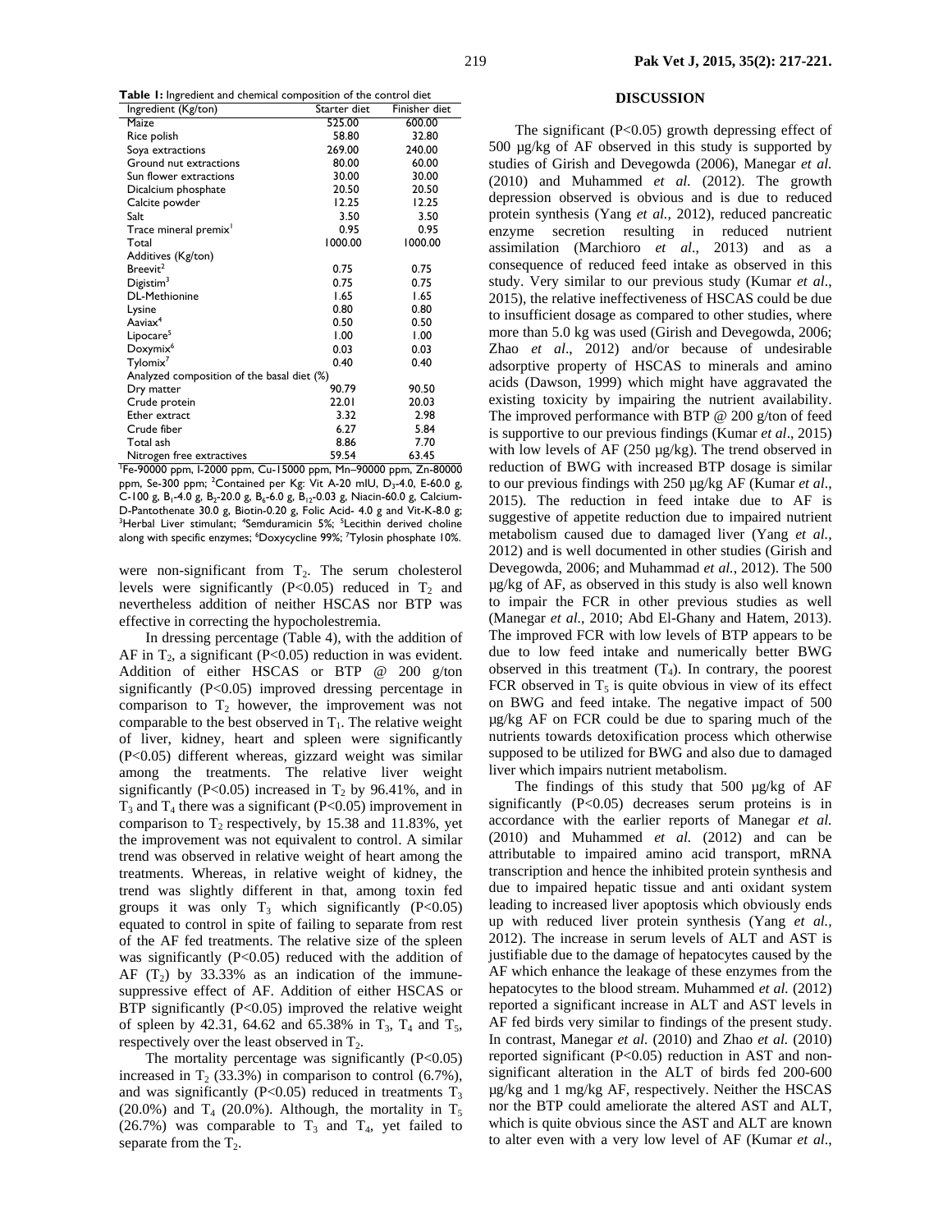**Table 1:** Ingredient and chemical composition of the control diet

| Ingredient (Kg/ton) | Starter diet | Finisher diet |
|---|---|---|
| Maize | 525.00 | 600.00 |
| Rice polish | 58.80 | 32.80 |
| Soya extractions | 269.00 | 240.00 |
| Ground nut extractions | 80.00 | 60.00 |
| Sun flower extractions | 30.00 | 30.00 |
| Dicalcium phosphate | 20.50 | 20.50 |
| Calcite powder | 12.25 | 12.25 |
| Salt | 3.50 | 3.50 |
| Trace mineral premix[1] | 0.95 | 0.95 |
| Total | 1000.00 | 1000.00 |
| Additives (Kg/ton) | | |
| Breevit[2] | 0.75 | 0.75 |
| Digistim[3] | 0.75 | 0.75 |
| DL-Methionine | 1.65 | 1.65 |
| Lysine | 0.80 | 0.80 |
| Aaviax[4] | 0.50 | 0.50 |
| Lipocare[5] | 1.00 | 1.00 |
| Doxymix[6] | 0.03 | 0.03 |
| Tylomix[7] | 0.40 | 0.40 |
| Analyzed composition of the basal diet (%) | | |
| Dry matter | 90.79 | 90.50 |
| Crude protein | 22.01 | 20.03 |
| Ether extract | 3.32 | 2.98 |
| Crude fiber | 6.27 | 5.84 |
| Total ash | 8.86 | 7.70 |
| Nitrogen free extractives | 59.54 | 63.45 |

[1]Fe-90000 ppm, I-2000 ppm, Cu-15000 ppm, Mn–90000 ppm, Zn-80000 ppm, Se-300 ppm; [2]Contained per Kg: Vit A-20 mIU, $D_3$-4.0, E-60.0 g, C-100 g, $B_1$-4.0 g, $B_2$-20.0 g, $B_6$-6.0 g, $B_{12}$-0.03 g, Niacin-60.0 g, Calcium-D-Pantothenate 30.0 g, Biotin-0.20 g, Folic Acid- 4.0 g and Vit-K-8.0 g; [3]Herbal Liver stimulant; [4]Semduramicin 5%; [5]Lecithin derived choline along with specific enzymes; [6]Doxycycline 99%; [7]Tylosin phosphate 10%.

were non-significant from $T_2$. The serum cholesterol levels were significantly ($P<0.05$) reduced in $T_2$ and nevertheless addition of neither HSCAS nor BTP was effective in correcting the hypocholestremia.

In dressing percentage (Table 4), with the addition of AF in $T_2$, a significant ($P<0.05$) reduction in was evident. Addition of either HSCAS or BTP @ 200 g/ton significantly ($P<0.05$) improved dressing percentage in comparison to $T_2$ however, the improvement was not comparable to the best observed in $T_1$. The relative weight of liver, kidney, heart and spleen were significantly ($P<0.05$) different whereas, gizzard weight was similar among the treatments. The relative liver weight significantly ($P<0.05$) increased in $T_2$ by 96.41%, and in $T_3$ and $T_4$ there was a significant ($P<0.05$) improvement in comparison to $T_2$ respectively, by 15.38 and 11.83%, yet the improvement was not equivalent to control. A similar trend was observed in relative weight of heart among the treatments. Whereas, in relative weight of kidney, the trend was slightly different in that, among toxin fed groups it was only $T_3$ which significantly ($P<0.05$) equated to control in spite of failing to separate from rest of the AF fed treatments. The relative size of the spleen was significantly ($P<0.05$) reduced with the addition of AF ($T_2$) by 33.33% as an indication of the immune-suppressive effect of AF. Addition of either HSCAS or BTP significantly ($P<0.05$) improved the relative weight of spleen by 42.31, 64.62 and 65.38% in $T_3$, $T_4$ and $T_5$, respectively over the least observed in $T_2$.

The mortality percentage was significantly ($P<0.05$) increased in $T_2$ (33.3%) in comparison to control (6.7%), and was significantly ($P<0.05$) reduced in treatments $T_3$ (20.0%) and $T_4$ (20.0%). Although, the mortality in $T_5$ (26.7%) was comparable to $T_3$ and $T_4$, yet failed to separate from the $T_2$.

## DISCUSSION

The significant ($P<0.05$) growth depressing effect of 500 µg/kg of AF observed in this study is supported by studies of Girish and Devegowda (2006), Manegar *et al.* (2010) and Muhammed *et al.* (2012). The growth depression observed is obvious and is due to reduced protein synthesis (Yang *et al.*, 2012), reduced pancreatic enzyme secretion resulting in reduced nutrient assimilation (Marchioro *et al.*, 2013) and as a consequence of reduced feed intake as observed in this study. Very similar to our previous study (Kumar *et al*., 2015), the relative ineffectiveness of HSCAS could be due to insufficient dosage as compared to other studies, where more than 5.0 kg was used (Girish and Devegowda, 2006; Zhao *et al*., 2012) and/or because of undesirable adsorptive property of HSCAS to minerals and amino acids (Dawson, 1999) which might have aggravated the existing toxicity by impairing the nutrient availability. The improved performance with BTP @ 200 g/ton of feed is supportive to our previous findings (Kumar *et al*., 2015) with low levels of AF (250 µg/kg). The trend observed in reduction of BWG with increased BTP dosage is similar to our previous findings with 250 µg/kg AF (Kumar *et al*., 2015). The reduction in feed intake due to AF is suggestive of appetite reduction due to impaired nutrient metabolism caused due to damaged liver (Yang *et al.*, 2012) and is well documented in other studies (Girish and Devegowda, 2006; and Muhammad *et al.*, 2012). The 500 µg/kg of AF, as observed in this study is also well known to impair the FCR in other previous studies as well (Manegar *et al.*, 2010; Abd El-Ghany and Hatem, 2013). The improved FCR with low levels of BTP appears to be due to low feed intake and numerically better BWG observed in this treatment ($T_4$). In contrary, the poorest FCR observed in $T_5$ is quite obvious in view of its effect on BWG and feed intake. The negative impact of 500 µg/kg AF on FCR could be due to sparing much of the nutrients towards detoxification process which otherwise supposed to be utilized for BWG and also due to damaged liver which impairs nutrient metabolism.

The findings of this study that 500 µg/kg of AF significantly ($P<0.05$) decreases serum proteins is in accordance with the earlier reports of Manegar *et al.* (2010) and Muhammed *et al.* (2012) and can be attributable to impaired amino acid transport, mRNA transcription and hence the inhibited protein synthesis and due to impaired hepatic tissue and anti oxidant system leading to increased liver apoptosis which obviously ends up with reduced liver protein synthesis (Yang *et al.*, 2012). The increase in serum levels of ALT and AST is justifiable due to the damage of hepatocytes caused by the AF which enhance the leakage of these enzymes from the hepatocytes to the blood stream. Muhammed *et al.* (2012) reported a significant increase in ALT and AST levels in AF fed birds very similar to findings of the present study. In contrast, Manegar *et al.* (2010) and Zhao *et al.* (2010) reported significant ($P<0.05$) reduction in AST and non-significant alteration in the ALT of birds fed 200-600 µg/kg and 1 mg/kg AF, respectively. Neither the HSCAS nor the BTP could ameliorate the altered AST and ALT, which is quite obvious since the AST and ALT are known to alter even with a very low level of AF (Kumar *et al*.,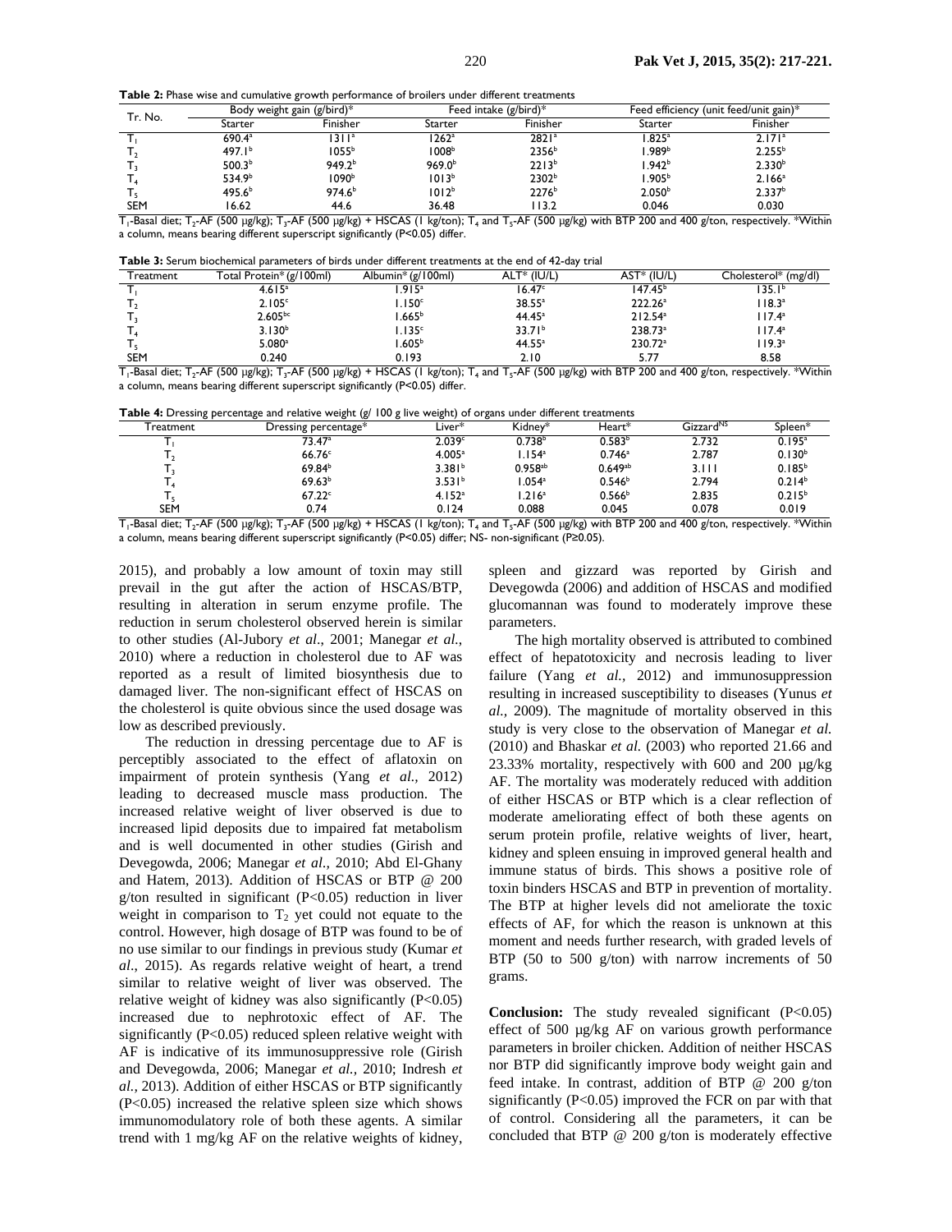**Table 2:** Phase wise and cumulative growth performance of broilers under different treatments

| Tr. No. | Body weight gain (g/bird)* | | Feed intake (g/bird)* | | Feed efficiency (unit feed/unit gain)* | |
|---|---|---|---|---|---|---|
| | Starter | Finisher | Starter | Finisher | Starter | Finisher |
| $T_1$ | 690.4$^a$ | 1311$^a$ | 1262$^a$ | 2821$^a$ | 1.825$^a$ | 2.171$^a$ |
| $T_2$ | 497.1$^b$ | 1055$^b$ | 1008$^b$ | 2356$^b$ | 1.989$^b$ | 2.255$^b$ |
| $T_3$ | 500.3$^b$ | 949.2$^b$ | 969.0$^b$ | 2213$^b$ | 1.942$^b$ | 2.330$^b$ |
| $T_4$ | 534.9$^b$ | 1090$^b$ | 1013$^b$ | 2302$^b$ | 1.905$^b$ | 2.166$^a$ |
| $T_5$ | 495.6$^b$ | 974.6$^b$ | 1012$^b$ | 2276$^b$ | 2.050$^b$ | 2.337$^b$ |
| SEM | 16.62 | 44.6 | 36.48 | 113.2 | 0.046 | 0.030 |

$T_1$-Basal diet; $T_2$-AF (500 µg/kg); $T_3$-AF (500 µg/kg) + HSCAS (1 kg/ton); $T_4$ and $T_5$-AF (500 µg/kg) with BTP 200 and 400 g/ton, respectively. *Within a column, means bearing different superscript significantly (P<0.05) differ.

**Table 3:** Serum biochemical parameters of birds under different treatments at the end of 42-day trial

| Treatment | Total Protein* (g/100ml) | Albumin* (g/100ml) | ALT* (IU/L) | AST* (IU/L) | Cholesterol* (mg/dl) |
|---|---|---|---|---|---|
| $T_1$ | 4.615$^a$ | 1.915$^a$ | 16.47$^c$ | 147.45$^b$ | 135.1$^b$ |
| $T_2$ | 2.105$^c$ | 1.150$^c$ | 38.55$^a$ | 222.26$^a$ | 118.3$^a$ |
| $T_3$ | 2.605$^{bc}$ | 1.665$^b$ | 44.45$^a$ | 212.54$^a$ | 117.4$^a$ |
| $T_4$ | 3.130$^b$ | 1.135$^c$ | 33.71$^b$ | 238.73$^a$ | 117.4$^a$ |
| $T_5$ | 5.080$^a$ | 1.605$^b$ | 44.55$^a$ | 230.72$^a$ | 119.3$^a$ |
| SEM | 0.240 | 0.193 | 2.10 | 5.77 | 8.58 |

$T_1$-Basal diet; $T_2$-AF (500 µg/kg); $T_3$-AF (500 µg/kg) + HSCAS (1 kg/ton); $T_4$ and $T_5$-AF (500 µg/kg) with BTP 200 and 400 g/ton, respectively. *Within a column, means bearing different superscript significantly (P<0.05) differ.

**Table 4:** Dressing percentage and relative weight (g/ 100 g live weight) of organs under different treatments

| Treatment | Dressing percentage* | Liver* | Kidney* | Heart* | Gizzard$^{NS}$ | Spleen* |
|---|---|---|---|---|---|---|
| $T_1$ | 73.47$^a$ | 2.039$^c$ | 0.738$^b$ | 0.583$^b$ | 2.732 | 0.195$^a$ |
| $T_2$ | 66.76$^c$ | 4.005$^a$ | 1.154$^a$ | 0.746$^a$ | 2.787 | 0.130$^b$ |
| $T_3$ | 69.84$^b$ | 3.381$^b$ | 0.958$^{ab}$ | 0.649$^{ab}$ | 3.111 | 0.185$^b$ |
| $T_4$ | 69.63$^b$ | 3.531$^b$ | 1.054$^a$ | 0.546$^b$ | 2.794 | 0.214$^b$ |
| $T_5$ | 67.22$^c$ | 4.152$^a$ | 1.216$^a$ | 0.566$^b$ | 2.835 | 0.215$^b$ |
| SEM | 0.74 | 0.124 | 0.088 | 0.045 | 0.078 | 0.019 |

$T_1$-Basal diet; $T_2$-AF (500 µg/kg); $T_3$-AF (500 µg/kg) + HSCAS (1 kg/ton); $T_4$ and $T_5$-AF (500 µg/kg) with BTP 200 and 400 g/ton, respectively. *Within a column, means bearing different superscript significantly (P<0.05) differ; NS- non-significant (P≥0.05).

2015), and probably a low amount of toxin may still prevail in the gut after the action of HSCAS/BTP, resulting in alteration in serum enzyme profile. The reduction in serum cholesterol observed herein is similar to other studies (Al-Jubory *et al.*, 2001; Manegar *et al.*, 2010) where a reduction in cholesterol due to AF was reported as a result of limited biosynthesis due to damaged liver. The non-significant effect of HSCAS on the cholesterol is quite obvious since the used dosage was low as described previously.

The reduction in dressing percentage due to AF is perceptibly associated to the effect of aflatoxin on impairment of protein synthesis (Yang *et al.*, 2012) leading to decreased muscle mass production. The increased relative weight of liver observed is due to increased lipid deposits due to impaired fat metabolism and is well documented in other studies (Girish and Devegowda, 2006; Manegar *et al.*, 2010; Abd El-Ghany and Hatem, 2013). Addition of HSCAS or BTP @ 200 g/ton resulted in significant (P<0.05) reduction in liver weight in comparison to $T_2$ yet could not equate to the control. However, high dosage of BTP was found to be of no use similar to our findings in previous study (Kumar *et al*., 2015). As regards relative weight of heart, a trend similar to relative weight of liver was observed. The relative weight of kidney was also significantly (P<0.05) increased due to nephrotoxic effect of AF. The significantly (P<0.05) reduced spleen relative weight with AF is indicative of its immunosuppressive role (Girish and Devegowda, 2006; Manegar *et al.*, 2010; Indresh *et al.*, 2013). Addition of either HSCAS or BTP significantly (P<0.05) increased the relative spleen size which shows immunomodulatory role of both these agents. A similar trend with 1 mg/kg AF on the relative weights of kidney, spleen and gizzard was reported by Girish and Devegowda (2006) and addition of HSCAS and modified glucomannan was found to moderately improve these parameters.

The high mortality observed is attributed to combined effect of hepatotoxicity and necrosis leading to liver failure (Yang *et al.*, 2012) and immunosuppression resulting in increased susceptibility to diseases (Yunus *et al.*, 2009). The magnitude of mortality observed in this study is very close to the observation of Manegar *et al.* (2010) and Bhaskar *et al.* (2003) who reported 21.66 and 23.33% mortality, respectively with 600 and 200 µg/kg AF. The mortality was moderately reduced with addition of either HSCAS or BTP which is a clear reflection of moderate ameliorating effect of both these agents on serum protein profile, relative weights of liver, heart, kidney and spleen ensuing in improved general health and immune status of birds. This shows a positive role of toxin binders HSCAS and BTP in prevention of mortality. The BTP at higher levels did not ameliorate the toxic effects of AF, for which the reason is unknown at this moment and needs further research, with graded levels of BTP (50 to 500 g/ton) with narrow increments of 50 grams.

**Conclusion:** The study revealed significant (P<0.05) effect of 500 µg/kg AF on various growth performance parameters in broiler chicken. Addition of neither HSCAS nor BTP did significantly improve body weight gain and feed intake. In contrast, addition of BTP @ 200 g/ton significantly (P<0.05) improved the FCR on par with that of control. Considering all the parameters, it can be concluded that BTP @ 200 g/ton is moderately effective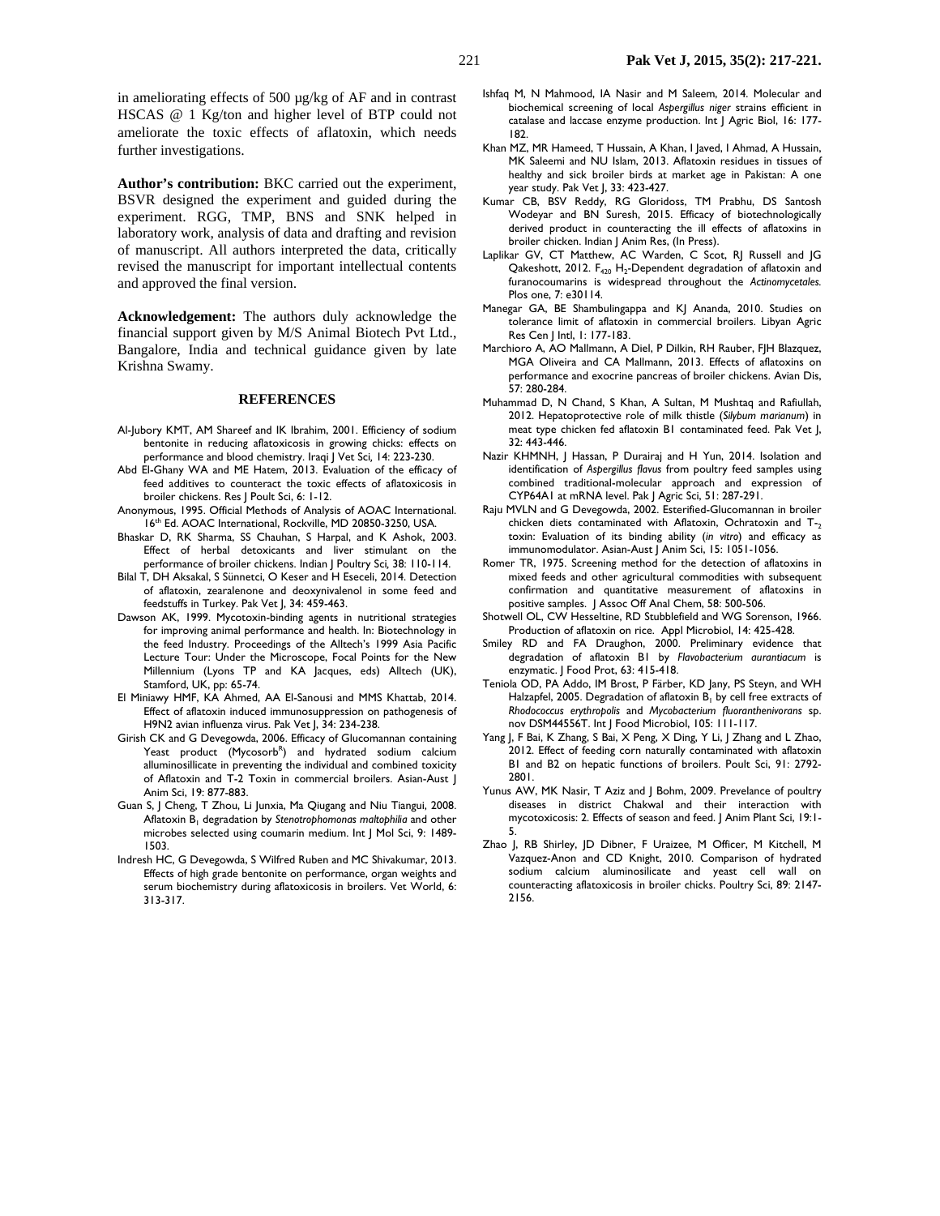in ameliorating effects of 500 µg/kg of AF and in contrast HSCAS @ 1 Kg/ton and higher level of BTP could not ameliorate the toxic effects of aflatoxin, which needs further investigations.

**Author's contribution:** BKC carried out the experiment, BSVR designed the experiment and guided during the experiment. RGG, TMP, BNS and SNK helped in laboratory work, analysis of data and drafting and revision of manuscript. All authors interpreted the data, critically revised the manuscript for important intellectual contents and approved the final version.

**Acknowledgement:** The authors duly acknowledge the financial support given by M/S Animal Biotech Pvt Ltd., Bangalore, India and technical guidance given by late Krishna Swamy.

## REFERENCES

Al-Jubory KMT, AM Shareef and IK Ibrahim, 2001. Efficiency of sodium bentonite in reducing aflatoxicosis in growing chicks: effects on performance and blood chemistry. Iraqi J Vet Sci, 14: 223-230.

Abd El-Ghany WA and ME Hatem, 2013. Evaluation of the efficacy of feed additives to counteract the toxic effects of aflatoxicosis in broiler chickens. Res J Poult Sci, 6: 1-12.

Anonymous, 1995. Official Methods of Analysis of AOAC International. 16th Ed. AOAC International, Rockville, MD 20850-3250, USA.

Bhaskar D, RK Sharma, SS Chauhan, S Harpal, and K Ashok, 2003. Effect of herbal detoxicants and liver stimulant on the performance of broiler chickens. Indian J Poultry Sci, 38: 110-114.

Bilal T, DH Aksakal, S Sünnetci, O Keser and H Eseceli, 2014. Detection of aflatoxin, zearalenone and deoxynivalenol in some feed and feedstuffs in Turkey. Pak Vet J, 34: 459-463.

Dawson AK, 1999. Mycotoxin-binding agents in nutritional strategies for improving animal performance and health. In: Biotechnology in the feed Industry. Proceedings of the Alltech's 1999 Asia Pacific Lecture Tour: Under the Microscope, Focal Points for the New Millennium (Lyons TP and KA Jacques, eds) Alltech (UK), Stamford, UK, pp: 65-74.

El Miniawy HMF, KA Ahmed, AA El-Sanousi and MMS Khattab, 2014. Effect of aflatoxin induced immunosuppression on pathogenesis of H9N2 avian influenza virus. Pak Vet J, 34: 234-238.

Girish CK and G Devegowda, 2006. Efficacy of Glucomannan containing Yeast product (Mycosorb®) and hydrated sodium calcium alluminosillicate in preventing the individual and combined toxicity of Aflatoxin and T-2 Toxin in commercial broilers. Asian-Aust J Anim Sci, 19: 877-883.

Guan S, J Cheng, T Zhou, Li Junxia, Ma Qiugang and Niu Tiangui, 2008. Aflatoxin $B_1$ degradation by *Stenotrophomonas maltophilia* and other microbes selected using coumarin medium. Int J Mol Sci, 9: 1489-1503.

Indresh HC, G Devegowda, S Wilfred Ruben and MC Shivakumar, 2013. Effects of high grade bentonite on performance, organ weights and serum biochemistry during aflatoxicosis in broilers. Vet World, 6: 313-317.

Ishfaq M, N Mahmood, IA Nasir and M Saleem, 2014. Molecular and biochemical screening of local *Aspergillus niger* strains efficient in catalase and laccase enzyme production. Int J Agric Biol, 16: 177-182.

Khan MZ, MR Hameed, T Hussain, A Khan, I Javed, I Ahmad, A Hussain, MK Saleemi and NU Islam, 2013. Aflatoxin residues in tissues of healthy and sick broiler birds at market age in Pakistan: A one year study. Pak Vet J, 33: 423-427.

Kumar CB, BSV Reddy, RG Gloridoss, TM Prabhu, DS Santosh Wodeyar and BN Suresh, 2015. Efficacy of biotechnologically derived product in counteracting the ill effects of aflatoxins in broiler chicken. Indian J Anim Res, (In Press).

Laplikar GV, CT Matthew, AC Warden, C Scot, RJ Russell and JG Qakeshott, 2012. $F_{420}$ $H_2$-Dependent degradation of aflatoxin and furanocoumarins is widespread throughout the *Actinomycetales.* Plos one, 7: e30114.

Manegar GA, BE Shambulingappa and KJ Ananda, 2010. Studies on tolerance limit of aflatoxin in commercial broilers. Libyan Agric Res Cen J Intl, 1: 177-183.

Marchioro A, AO Mallmann, A Diel, P Dilkin, RH Rauber, FJH Blazquez, MGA Oliveira and CA Mallmann, 2013. Effects of aflatoxins on performance and exocrine pancreas of broiler chickens. Avian Dis, 57: 280-284.

Muhammad D, N Chand, S Khan, A Sultan, M Mushtaq and Rafiullah, 2012. Hepatoprotective role of milk thistle (*Silybum marianum*) in meat type chicken fed aflatoxin B1 contaminated feed. Pak Vet J, 32: 443-446.

Nazir KHMNH, J Hassan, P Durairaj and H Yun, 2014. Isolation and identification of *Aspergillus flavus* from poultry feed samples using combined traditional-molecular approach and expression of CYP64A1 at mRNA level. Pak J Agric Sci, 51: 287-291.

Raju MVLN and G Devegowda, 2002. Esterified-Glucomannan in broiler chicken diets contaminated with Aflatoxin, Ochratoxin and $T_2$ toxin: Evaluation of its binding ability (*in vitro*) and efficacy as immunomodulator. Asian-Aust J Anim Sci, 15: 1051-1056.

Romer TR, 1975. Screening method for the detection of aflatoxins in mixed feeds and other agricultural commodities with subsequent confirmation and quantitative measurement of aflatoxins in positive samples. J Assoc Off Anal Chem, 58: 500-506.

Shotwell OL, CW Hesseltine, RD Stubblefield and WG Sorenson, 1966. Production of aflatoxin on rice. Appl Microbiol, 14: 425-428.

Smiley RD and FA Draughon, 2000. Preliminary evidence that degradation of aflatoxin B1 by *Flavobacterium aurantiacum* is enzymatic. J Food Prot, 63: 415-418.

Teniola OD, PA Addo, IM Brost, P Färber, KD Jany, PS Steyn, and WH Halzapfel, 2005. Degradation of aflatoxin $B_1$ by cell free extracts of *Rhodococcus erythropolis* and *Mycobacterium fluoranthenivorans* sp. nov DSM44556T. Int J Food Microbiol, 105: 111-117.

Yang J, F Bai, K Zhang, S Bai, X Peng, X Ding, Y Li, J Zhang and L Zhao, 2012. Effect of feeding corn naturally contaminated with aflatoxin B1 and B2 on hepatic functions of broilers. Poult Sci, 91: 2792-2801.

Yunus AW, MK Nasir, T Aziz and J Bohm, 2009. Prevelance of poultry diseases in district Chakwal and their interaction with mycotoxicosis: 2. Effects of season and feed. J Anim Plant Sci, 19:1-5.

Zhao J, RB Shirley, JD Dibner, F Uraizee, M Officer, M Kitchell, M Vazquez-Anon and CD Knight, 2010. Comparison of hydrated sodium calcium aluminosilicate and yeast cell wall on counteracting aflatoxicosis in broiler chicks. Poultry Sci, 89: 2147-2156.